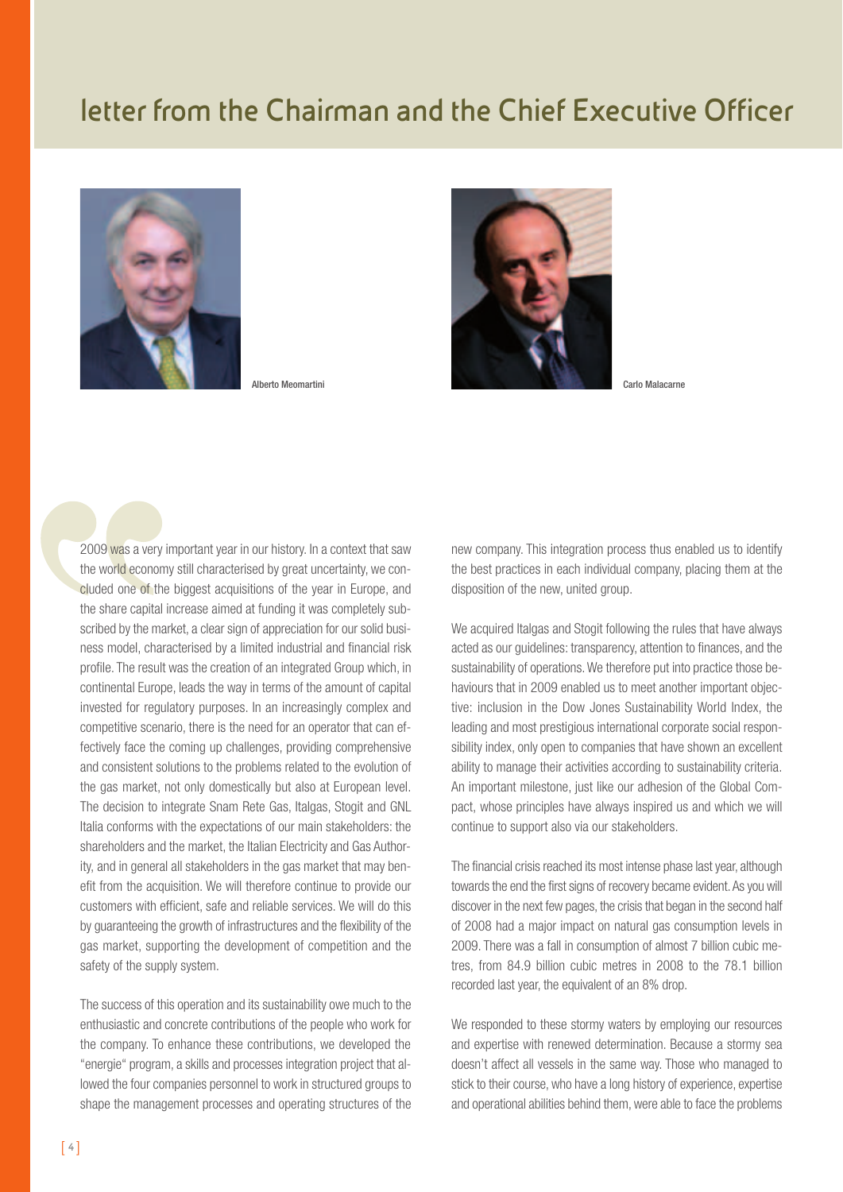# letter from the Chairman and the Chief Executive Officer

Alberto Meomartini

Carlo Malacarne

2009 was a very important year in our history. In a context that saw the world economy still characterised by great uncertainty, we concluded one of the biggest acquisitions of the year in Europe, and the share capital increase aimed at funding it was completely subscribed by the market, a clear sign of appreciation for our solid business model, characterised by a limited industrial and financial risk profile. The result was the creation of an integrated Group which, in continental Europe, leads the way in terms of the amount of capital invested for regulatory purposes. In an increasingly complex and competitive scenario, there is the need for an operator that can effectively face the coming up challenges, providing comprehensive and consistent solutions to the problems related to the evolution of the gas market, not only domestically but also at European level. The decision to integrate Snam Rete Gas, Italgas, Stogit and GNL Italia conforms with the expectations of our main stakeholders: the shareholders and the market, the Italian Electricity and Gas Authority, and in general all stakeholders in the gas market that may benefit from the acquisition. We will therefore continue to provide our customers with efficient, safe and reliable services. We will do this by guaranteeing the growth of infrastructures and the flexibility of the gas market, supporting the development of competition and the safety of the supply system.

The success of this operation and its sustainability owe much to the enthusiastic and concrete contributions of the people who work for the company. To enhance these contributions, we developed the "energie" program, a skills and processes integration project that allowed the four companies personnel to work in structured groups to shape the management processes and operating structures of the new company. This integration process thus enabled us to identify the best practices in each individual company, placing them at the disposition of the new, united group.

We acquired Italgas and Stogit following the rules that have always acted as our guidelines: transparency, attention to finances, and the sustainability of operations. We therefore put into practice those behaviours that in 2009 enabled us to meet another important objective: inclusion in the Dow Jones Sustainability World Index, the leading and most prestigious international corporate social responsibility index, only open to companies that have shown an excellent ability to manage their activities according to sustainability criteria. An important milestone, just like our adhesion of the Global Compact, whose principles have always inspired us and which we will continue to support also via our stakeholders.

The financial crisis reached its most intense phase last year, although towards the end the first signs of recovery became evident. As you will discover in the next few pages, the crisis that began in the second half of 2008 had a major impact on natural gas consumption levels in 2009. There was a fall in consumption of almost 7 billion cubic metres, from 84.9 billion cubic metres in 2008 to the 78.1 billion recorded last year, the equivalent of an 8% drop.

We responded to these stormy waters by employing our resources and expertise with renewed determination. Because a stormy sea doesn't affect all vessels in the same way. Those who managed to stick to their course, who have a long history of experience, expertise and operational abilities behind them, were able to face the problems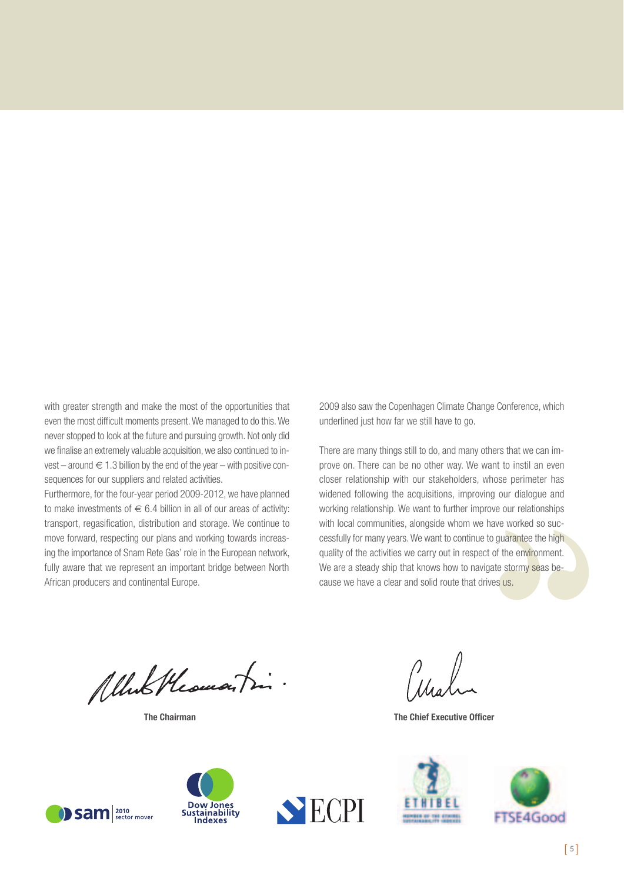with greater strength and make the most of the opportunities that even the most difficult moments present. We managed to do this. We never stopped to look at the future and pursuing growth. Not only did we finalise an extremely valuable acquisition, we also continued to invest – around € 1.3 billion by the end of the year – with positive consequences for our suppliers and related activities.

Furthermore, for the four-year period 2009-2012, we have planned to make investments of € 6.4 billion in all of our areas of activity: transport, regasification, distribution and storage. We continue to move forward, respecting our plans and working towards increasing the importance of Snam Rete Gas' role in the European network, fully aware that we represent an important bridge between North African producers and continental Europe.

2009 also saw the Copenhagen Climate Change Conference, which underlined just how far we still have to go.

There are many things still to do, and many others that we can improve on. There can be no other way. We want to instil an even closer relationship with our stakeholders, whose perimeter has widened following the acquisitions, improving our dialogue and working relationship. We want to further improve our relationships with local communities, alongside whom we have worked so successfully for many years. We want to continue to guarantee the high quality of the activities we carry out in respect of the environment. We are a steady ship that knows how to navigate stormy seas because we have a clear and solid route that drives us.

**The Chairman**

**The Chief Executive Officer**